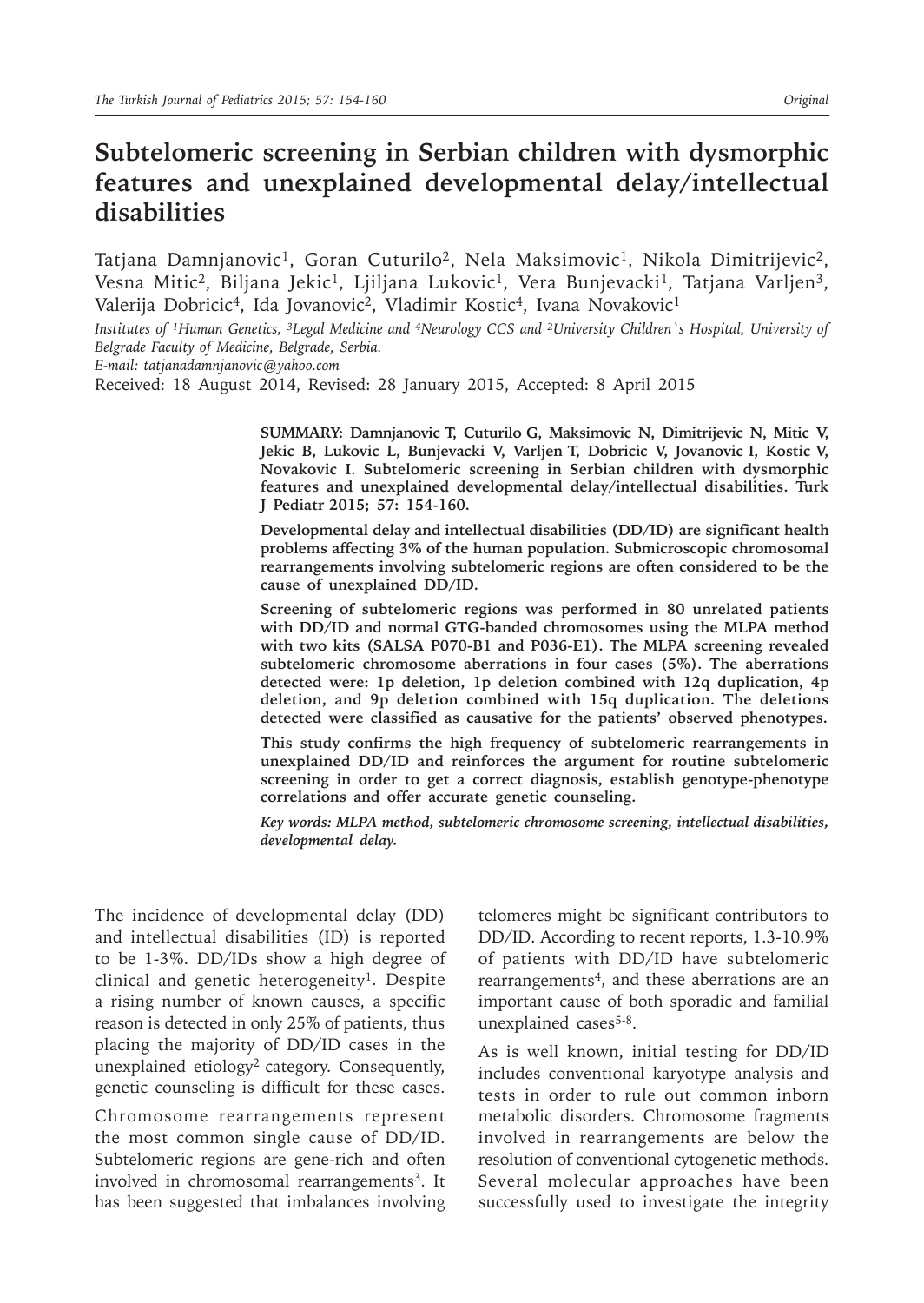# Subtelomeric screening in Serbian children with dysmorphic features and unexplained developmental delay/intellectual disabilities

Tatjana Damnjanovic[1], Goran Cuturilo[2], Nela Maksimovic[1], Nikola Dimitrijevic[2], Vesna Mitic[2], Biljana Jekic[1], Ljiljana Lukovic[1], Vera Bunjevacki[1], Tatjana Varljen[3], Valerija Dobricic[4], Ida Jovanovic[2], Vladimir Kostic[4], Ivana Novakovic[1]

*Institutes of [1]Human Genetics, [3]Legal Medicine and [4]Neurology CCS and [2]University Children`s Hospital, University of Belgrade Faculty of Medicine, Belgrade, Serbia.*

*E-mail: tatjanadamnjanovic@yahoo.com*

Received: 18 August 2014, Revised: 28 January 2015, Accepted: 8 April 2015

**SUMMARY: Damnjanovic T, Cuturilo G, Maksimovic N, Dimitrijevic N, Mitic V, Jekic B, Lukovic L, Bunjevacki V, Varljen T, Dobricic V, Jovanovic I, Kostic V, Novakovic I. Subtelomeric screening in Serbian children with dysmorphic features and unexplained developmental delay/intellectual disabilities. Turk J Pediatr 2015; 57: 154-160.**

**Developmental delay and intellectual disabilities (DD/ID) are significant health problems affecting 3% of the human population. Submicroscopic chromosomal rearrangements involving subtelomeric regions are often considered to be the cause of unexplained DD/ID.**

**Screening of subtelomeric regions was performed in 80 unrelated patients with DD/ID and normal GTG-banded chromosomes using the MLPA method with two kits (SALSA P070-B1 and P036-E1). The MLPA screening revealed subtelomeric chromosome aberrations in four cases (5%). The aberrations detected were: 1p deletion, 1p deletion combined with 12q duplication, 4p deletion, and 9p deletion combined with 15q duplication. The deletions detected were classified as causative for the patients' observed phenotypes.**

**This study confirms the high frequency of subtelomeric rearrangements in unexplained DD/ID and reinforces the argument for routine subtelomeric screening in order to get a correct diagnosis, establish genotype-phenotype correlations and offer accurate genetic counseling.**

***Key words: MLPA method, subtelomeric chromosome screening, intellectual disabilities, developmental delay.***

---

The incidence of developmental delay (DD) and intellectual disabilities (ID) is reported to be 1-3%. DD/IDs show a high degree of clinical and genetic heterogeneity[1]. Despite a rising number of known causes, a specific reason is detected in only 25% of patients, thus placing the majority of DD/ID cases in the unexplained etiology[2] category. Consequently, genetic counseling is difficult for these cases.

Chromosome rearrangements represent the most common single cause of DD/ID. Subtelomeric regions are gene-rich and often involved in chromosomal rearrangements[3]. It has been suggested that imbalances involving telomeres might be significant contributors to DD/ID. According to recent reports, 1.3-10.9% of patients with DD/ID have subtelomeric rearrangements[4], and these aberrations are an important cause of both sporadic and familial unexplained cases[5-8].

As is well known, initial testing for DD/ID includes conventional karyotype analysis and tests in order to rule out common inborn metabolic disorders. Chromosome fragments involved in rearrangements are below the resolution of conventional cytogenetic methods. Several molecular approaches have been successfully used to investigate the integrity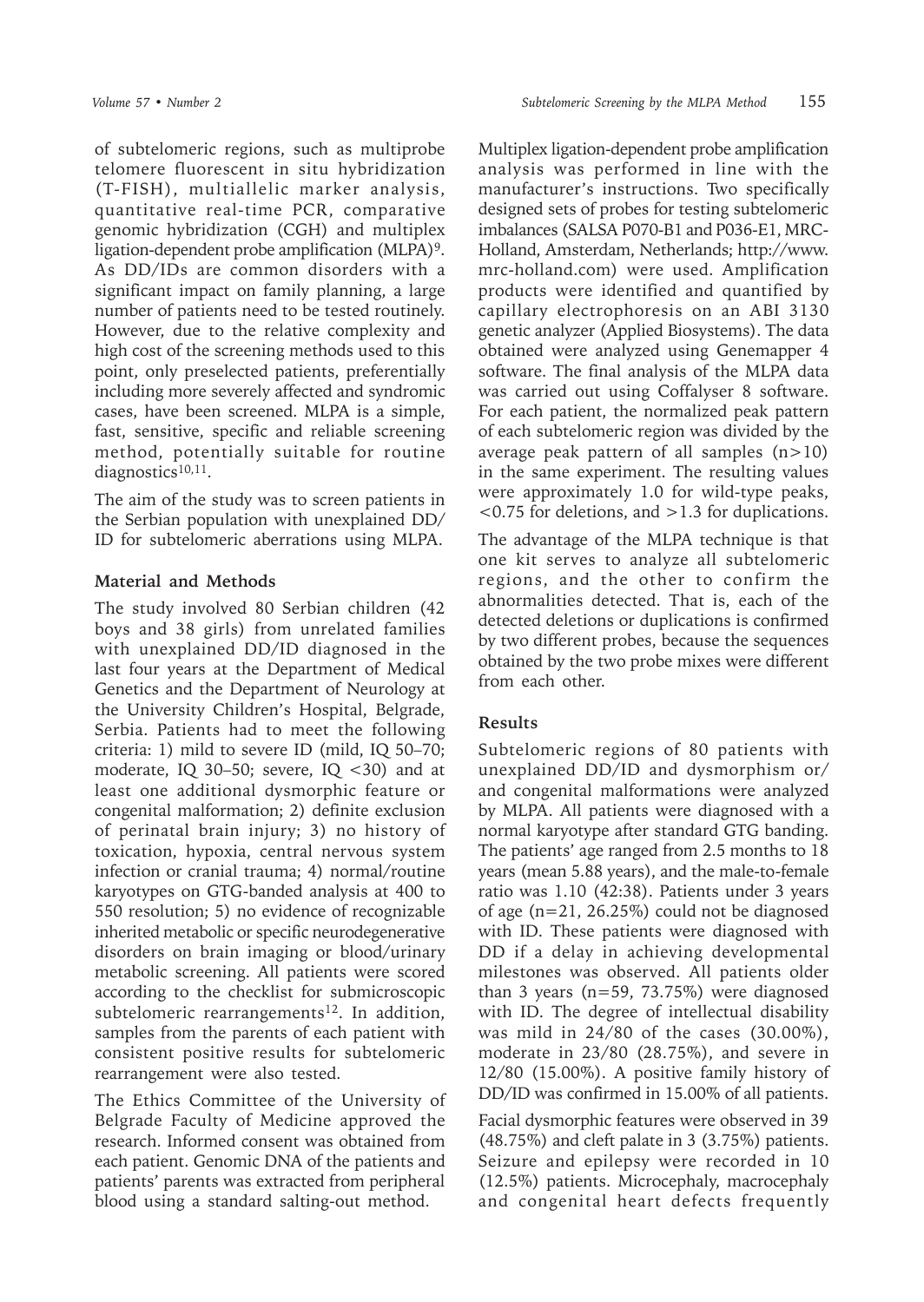of subtelomeric regions, such as multiprobe telomere fluorescent in situ hybridization (T-FISH), multiallelic marker analysis, quantitative real-time PCR, comparative genomic hybridization (CGH) and multiplex ligation-dependent probe amplification (MLPA)[9]. As DD/IDs are common disorders with a significant impact on family planning, a large number of patients need to be tested routinely. However, due to the relative complexity and high cost of the screening methods used to this point, only preselected patients, preferentially including more severely affected and syndromic cases, have been screened. MLPA is a simple, fast, sensitive, specific and reliable screening method, potentially suitable for routine diagnostics[10,11].

The aim of the study was to screen patients in the Serbian population with unexplained DD/ID for subtelomeric aberrations using MLPA.

## Material and Methods

The study involved 80 Serbian children (42 boys and 38 girls) from unrelated families with unexplained DD/ID diagnosed in the last four years at the Department of Medical Genetics and the Department of Neurology at the University Children's Hospital, Belgrade, Serbia. Patients had to meet the following criteria: 1) mild to severe ID (mild, IQ 50–70; moderate, IQ 30–50; severe, IQ <30) and at least one additional dysmorphic feature or congenital malformation; 2) definite exclusion of perinatal brain injury; 3) no history of toxication, hypoxia, central nervous system infection or cranial trauma; 4) normal/routine karyotypes on GTG-banded analysis at 400 to 550 resolution; 5) no evidence of recognizable inherited metabolic or specific neurodegenerative disorders on brain imaging or blood/urinary metabolic screening. All patients were scored according to the checklist for submicroscopic subtelomeric rearrangements[12]. In addition, samples from the parents of each patient with consistent positive results for subtelomeric rearrangement were also tested.

The Ethics Committee of the University of Belgrade Faculty of Medicine approved the research. Informed consent was obtained from each patient. Genomic DNA of the patients and patients' parents was extracted from peripheral blood using a standard salting-out method.

Multiplex ligation-dependent probe amplification analysis was performed in line with the manufacturer's instructions. Two specifically designed sets of probes for testing subtelomeric imbalances (SALSA P070-B1 and P036-E1, MRC-Holland, Amsterdam, Netherlands; http://www.mrc-holland.com) were used. Amplification products were identified and quantified by capillary electrophoresis on an ABI 3130 genetic analyzer (Applied Biosystems). The data obtained were analyzed using Genemapper 4 software. The final analysis of the MLPA data was carried out using Coffalyser 8 software. For each patient, the normalized peak pattern of each subtelomeric region was divided by the average peak pattern of all samples (n>10) in the same experiment. The resulting values were approximately 1.0 for wild-type peaks, <0.75 for deletions, and >1.3 for duplications.

The advantage of the MLPA technique is that one kit serves to analyze all subtelomeric regions, and the other to confirm the abnormalities detected. That is, each of the detected deletions or duplications is confirmed by two different probes, because the sequences obtained by the two probe mixes were different from each other.

## Results

Subtelomeric regions of 80 patients with unexplained DD/ID and dysmorphism or/and congenital malformations were analyzed by MLPA. All patients were diagnosed with a normal karyotype after standard GTG banding. The patients' age ranged from 2.5 months to 18 years (mean 5.88 years), and the male-to-female ratio was 1.10 (42:38). Patients under 3 years of age (n=21, 26.25%) could not be diagnosed with ID. These patients were diagnosed with DD if a delay in achieving developmental milestones was observed. All patients older than 3 years (n=59, 73.75%) were diagnosed with ID. The degree of intellectual disability was mild in 24/80 of the cases (30.00%), moderate in 23/80 (28.75%), and severe in 12/80 (15.00%). A positive family history of DD/ID was confirmed in 15.00% of all patients.

Facial dysmorphic features were observed in 39 (48.75%) and cleft palate in 3 (3.75%) patients. Seizure and epilepsy were recorded in 10 (12.5%) patients. Microcephaly, macrocephaly and congenital heart defects frequently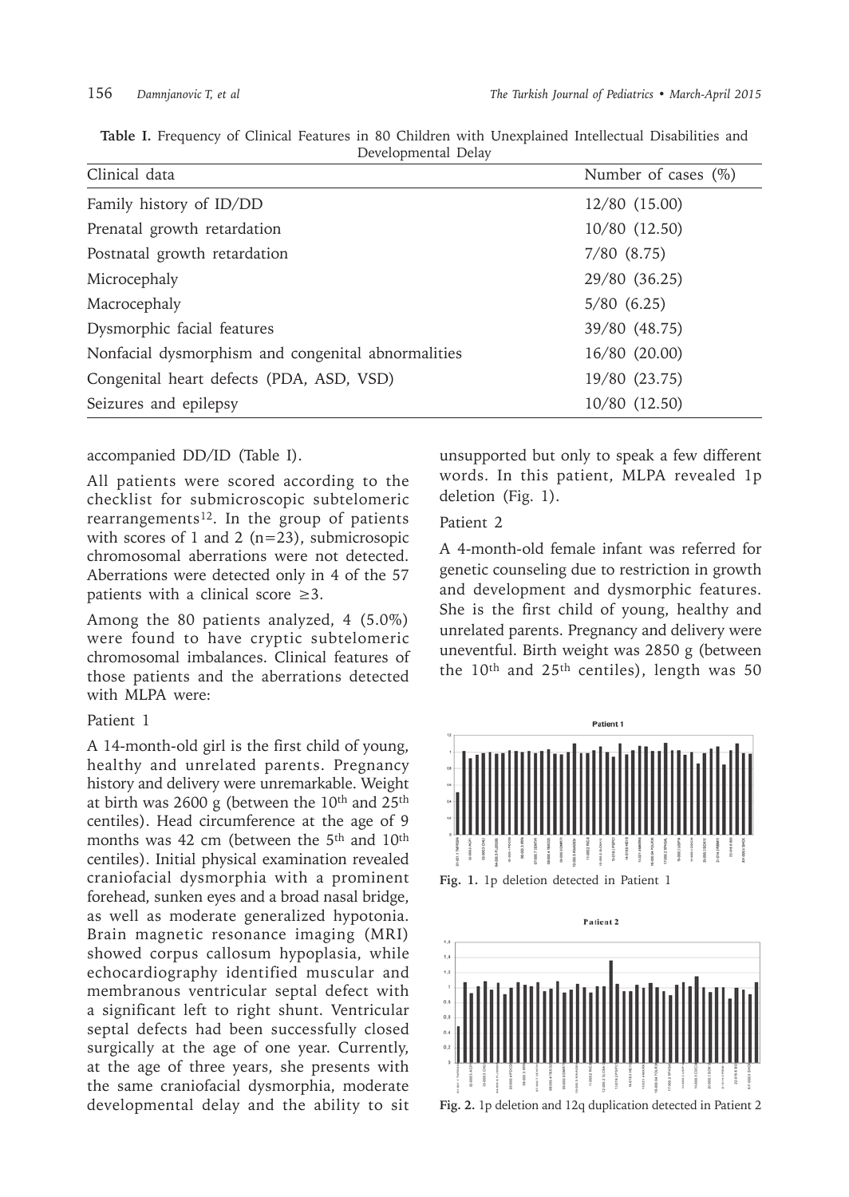**Table I.** Frequency of Clinical Features in 80 Children with Unexplained Intellectual Disabilities and Developmental Delay

| Clinical data | Number of cases (%) |
|---|---|
| Family history of ID/DD | 12/80 (15.00) |
| Prenatal growth retardation | 10/80 (12.50) |
| Postnatal growth retardation | 7/80 (8.75) |
| Microcephaly | 29/80 (36.25) |
| Macrocephaly | 5/80 (6.25) |
| Dysmorphic facial features | 39/80 (48.75) |
| Nonfacial dysmorphism and congenital abnormalities | 16/80 (20.00) |
| Congenital heart defects (PDA, ASD, VSD) | 19/80 (23.75) |
| Seizures and epilepsy | 10/80 (12.50) |

accompanied DD/ID (Table I).

All patients were scored according to the checklist for submicroscopic subtelomeric rearrangements[12]. In the group of patients with scores of 1 and 2 (n=23), submicrosopic chromosomal aberrations were not detected. Aberrations were detected only in 4 of the 57 patients with a clinical score ≥3.

Among the 80 patients analyzed, 4 (5.0%) were found to have cryptic subtelomeric chromosomal imbalances. Clinical features of those patients and the aberrations detected with MLPA were:

Patient 1

A 14-month-old girl is the first child of young, healthy and unrelated parents. Pregnancy history and delivery were unremarkable. Weight at birth was 2600 g (between the 10th and 25th centiles). Head circumference at the age of 9 months was 42 cm (between the 5th and 10th centiles). Initial physical examination revealed craniofacial dysmorphia with a prominent forehead, sunken eyes and a broad nasal bridge, as well as moderate generalized hypotonia. Brain magnetic resonance imaging (MRI) showed corpus callosum hypoplasia, while echocardiography identified muscular and membranous ventricular septal defect with a significant left to right shunt. Ventricular septal defects had been successfully closed surgically at the age of one year. Currently, at the age of three years, she presents with the same craniofacial dysmorphia, moderate developmental delay and the ability to sit unsupported but only to speak a few different words. In this patient, MLPA revealed 1p deletion (Fig. 1).

Patient 2

A 4-month-old female infant was referred for genetic counseling due to restriction in growth and development and dysmorphic features. She is the first child of young, healthy and unrelated parents. Pregnancy and delivery were uneventful. Birth weight was 2850 g (between the 10th and 25th centiles), length was 50

**Fig. 1.** 1p deletion detected in Patient 1

**Fig. 2.** 1p deletion and 12q duplication detected in Patient 2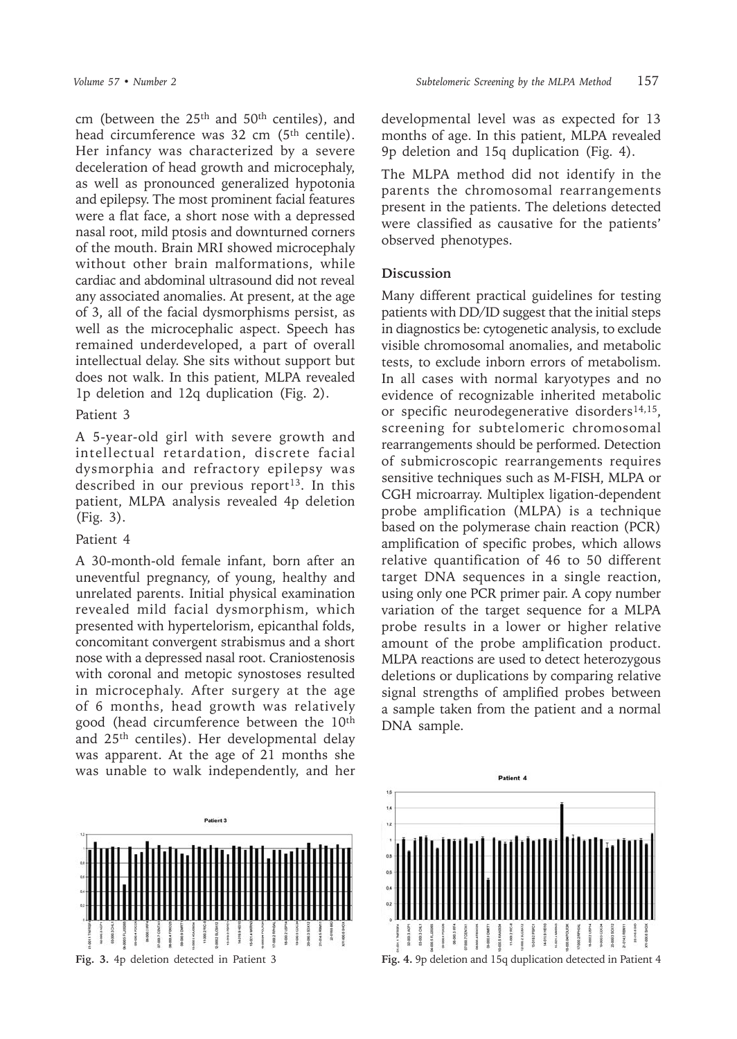cm (between the 25th and 50th centiles), and head circumference was 32 cm (5th centile). Her infancy was characterized by a severe deceleration of head growth and microcephaly, as well as pronounced generalized hypotonia and epilepsy. The most prominent facial features were a flat face, a short nose with a depressed nasal root, mild ptosis and downturned corners of the mouth. Brain MRI showed microcephaly without other brain malformations, while cardiac and abdominal ultrasound did not reveal any associated anomalies. At present, at the age of 3, all of the facial dysmorphisms persist, as well as the microcephalic aspect. Speech has remained underdeveloped, a part of overall intellectual delay. She sits without support but does not walk. In this patient, MLPA revealed 1p deletion and 12q duplication (Fig. 2).

Patient 3

A 5-year-old girl with severe growth and intellectual retardation, discrete facial dysmorphia and refractory epilepsy was described in our previous report[13]. In this patient, MLPA analysis revealed 4p deletion (Fig. 3).

Patient 4

A 30-month-old female infant, born after an uneventful pregnancy, of young, healthy and unrelated parents. Initial physical examination revealed mild facial dysmorphism, which presented with hypertelorism, epicanthal folds, concomitant convergent strabismus and a short nose with a depressed nasal root. Craniostenosis with coronal and metopic synostoses resulted in microcephaly. After surgery at the age of 6 months, head growth was relatively good (head circumference between the 10th and 25th centiles). Her developmental delay was apparent. At the age of 21 months she was unable to walk independently, and her developmental level was as expected for 13 months of age. In this patient, MLPA revealed 9p deletion and 15q duplication (Fig. 4).

The MLPA method did not identify in the parents the chromosomal rearrangements present in the patients. The deletions detected were classified as causative for the patients' observed phenotypes.

**Fig. 3.** 4p deletion detected in Patient 3

**Fig. 4.** 9p deletion and 15q duplication detected in Patient 4

## Discussion

Many different practical guidelines for testing patients with DD/ID suggest that the initial steps in diagnostics be: cytogenetic analysis, to exclude visible chromosomal anomalies, and metabolic tests, to exclude inborn errors of metabolism. In all cases with normal karyotypes and no evidence of recognizable inherited metabolic or specific neurodegenerative disorders[14,15], screening for subtelomeric chromosomal rearrangements should be performed. Detection of submicroscopic rearrangements requires sensitive techniques such as M-FISH, MLPA or CGH microarray. Multiplex ligation-dependent probe amplification (MLPA) is a technique based on the polymerase chain reaction (PCR) amplification of specific probes, which allows relative quantification of 46 to 50 different target DNA sequences in a single reaction, using only one PCR primer pair. A copy number variation of the target sequence for a MLPA probe results in a lower or higher relative amount of the probe amplification product. MLPA reactions are used to detect heterozygous deletions or duplications by comparing relative signal strengths of amplified probes between a sample taken from the patient and a normal DNA sample.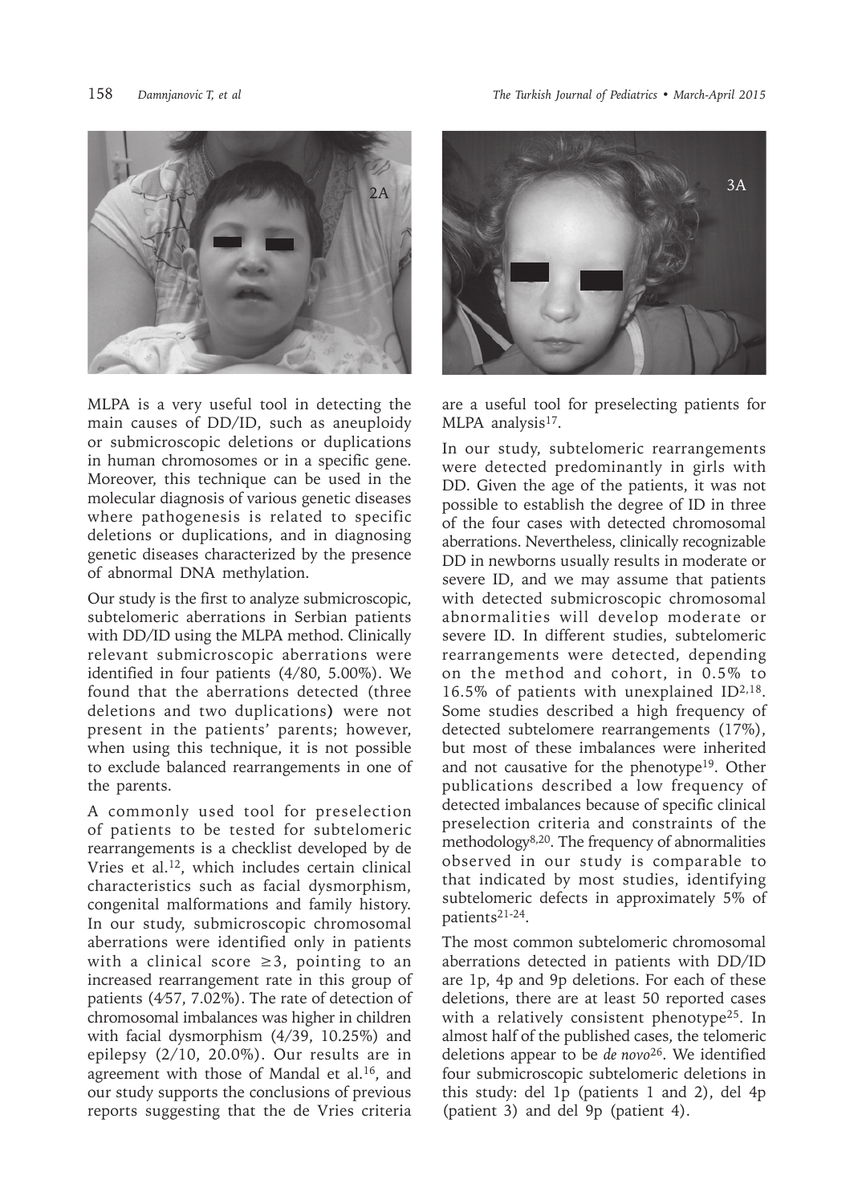MLPA is a very useful tool in detecting the main causes of DD/ID, such as aneuploidy or submicroscopic deletions or duplications in human chromosomes or in a specific gene. Moreover, this technique can be used in the molecular diagnosis of various genetic diseases where pathogenesis is related to specific deletions or duplications, and in diagnosing genetic diseases characterized by the presence of abnormal DNA methylation.

Our study is the first to analyze submicroscopic, subtelomeric aberrations in Serbian patients with DD/ID using the MLPA method. Clinically relevant submicroscopic aberrations were identified in four patients (4/80, 5.00%). We found that the aberrations detected (three deletions and two duplications) were not present in the patients' parents; however, when using this technique, it is not possible to exclude balanced rearrangements in one of the parents.

A commonly used tool for preselection of patients to be tested for subtelomeric rearrangements is a checklist developed by de Vries et al.[12], which includes certain clinical characteristics such as facial dysmorphism, congenital malformations and family history. In our study, submicroscopic chromosomal aberrations were identified only in patients with a clinical score $\geq 3$, pointing to an increased rearrangement rate in this group of patients (4/57, 7.02%). The rate of detection of chromosomal imbalances was higher in children with facial dysmorphism (4/39, 10.25%) and epilepsy (2/10, 20.0%). Our results are in agreement with those of Mandal et al.[16], and our study supports the conclusions of previous reports suggesting that the de Vries criteria are a useful tool for preselecting patients for MLPA analysis[17].

In our study, subtelomeric rearrangements were detected predominantly in girls with DD. Given the age of the patients, it was not possible to establish the degree of ID in three of the four cases with detected chromosomal aberrations. Nevertheless, clinically recognizable DD in newborns usually results in moderate or severe ID, and we may assume that patients with detected submicroscopic chromosomal abnormalities will develop moderate or severe ID. In different studies, subtelomeric rearrangements were detected, depending on the method and cohort, in 0.5% to 16.5% of patients with unexplained ID[2,18]. Some studies described a high frequency of detected subtelomere rearrangements (17%), but most of these imbalances were inherited and not causative for the phenotype[19]. Other publications described a low frequency of detected imbalances because of specific clinical preselection criteria and constraints of the methodology[8,20]. The frequency of abnormalities observed in our study is comparable to that indicated by most studies, identifying subtelomeric defects in approximately 5% of patients[21-24].

The most common subtelomeric chromosomal aberrations detected in patients with DD/ID are 1p, 4p and 9p deletions. For each of these deletions, there are at least 50 reported cases with a relatively consistent phenotype[25]. In almost half of the published cases, the telomeric deletions appear to be *de novo*[26]. We identified four submicroscopic subtelomeric deletions in this study: del 1p (patients 1 and 2), del 4p (patient 3) and del 9p (patient 4).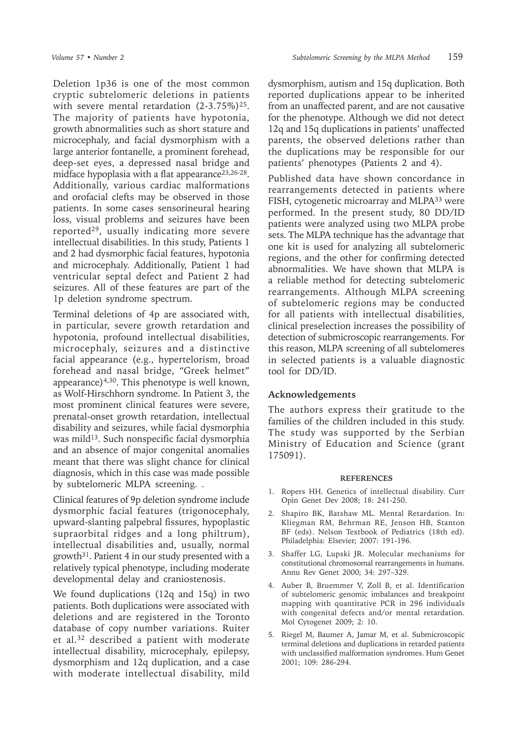Deletion 1p36 is one of the most common cryptic subtelomeric deletions in patients with severe mental retardation (2-3.75%)[25]. The majority of patients have hypotonia, growth abnormalities such as short stature and microcephaly, and facial dysmorphism with a large anterior fontanelle, a prominent forehead, deep-set eyes, a depressed nasal bridge and midface hypoplasia with a flat appearance[23,26-28]. Additionally, various cardiac malformations and orofacial clefts may be observed in those patients. In some cases sensorineural hearing loss, visual problems and seizures have been reported[29], usually indicating more severe intellectual disabilities. In this study, Patients 1 and 2 had dysmorphic facial features, hypotonia and microcephaly. Additionally, Patient 1 had ventricular septal defect and Patient 2 had seizures. All of these features are part of the 1p deletion syndrome spectrum.

Terminal deletions of 4p are associated with, in particular, severe growth retardation and hypotonia, profound intellectual disabilities, microcephaly, seizures and a distinctive facial appearance (e.g., hypertelorism, broad forehead and nasal bridge, "Greek helmet" appearance)[4,30]. This phenotype is well known, as Wolf-Hirschhorn syndrome. In Patient 3, the most prominent clinical features were severe, prenatal-onset growth retardation, intellectual disability and seizures, while facial dysmorphia was mild[13]. Such nonspecific facial dysmorphia and an absence of major congenital anomalies meant that there was slight chance for clinical diagnosis, which in this case was made possible by subtelomeric MLPA screening. .

Clinical features of 9p deletion syndrome include dysmorphic facial features (trigonocephaly, upward-slanting palpebral fissures, hypoplastic supraorbital ridges and a long philtrum), intellectual disabilities and, usually, normal growth[31]. Patient 4 in our study presented with a relatively typical phenotype, including moderate developmental delay and craniostenosis.

We found duplications (12q and 15q) in two patients. Both duplications were associated with deletions and are registered in the Toronto database of copy number variations. Ruiter et al.[32] described a patient with moderate intellectual disability, microcephaly, epilepsy, dysmorphism and 12q duplication, and a case with moderate intellectual disability, mild dysmorphism, autism and 15q duplication. Both reported duplications appear to be inherited from an unaffected parent, and are not causative for the phenotype. Although we did not detect 12q and 15q duplications in patients' unaffected parents, the observed deletions rather than the duplications may be responsible for our patients' phenotypes (Patients 2 and 4).

Published data have shown concordance in rearrangements detected in patients where FISH, cytogenetic microarray and MLPA[33] were performed. In the present study, 80 DD/ID patients were analyzed using two MLPA probe sets. The MLPA technique has the advantage that one kit is used for analyzing all subtelomeric regions, and the other for confirming detected abnormalities. We have shown that MLPA is a reliable method for detecting subtelomeric rearrangements. Although MLPA screening of subtelomeric regions may be conducted for all patients with intellectual disabilities, clinical preselection increases the possibility of detection of submicroscopic rearrangements. For this reason, MLPA screening of all subtelomeres in selected patients is a valuable diagnostic tool for DD/ID.

## Acknowledgements

The authors express their gratitude to the families of the children included in this study. The study was supported by the Serbian Ministry of Education and Science (grant 175091).

## REFERENCES

1. Ropers HH. Genetics of intellectual disability. Curr Opin Genet Dev 2008; 18: 241-250.
2. Shapiro BK, Batshaw ML. Mental Retardation. In: Kliegman RM, Behrman RE, Jenson HB, Stanton BF (eds). Nelson Textbook of Pediatrics (18th ed). Philadelphia: Elsevier; 2007: 191-196.
3. Shaffer LG, Lupski JR. Molecular mechanisms for constitutional chromosomal rearrangements in humans. Annu Rev Genet 2000; 34: 297–329.
4. Auber B, Bruemmer V, Zoll B, et al. Identification of subtelomeric genomic imbalances and breakpoint mapping with quantitative PCR in 296 individuals with congenital defects and/or mental retardation. Mol Cytogenet 2009; 2: 10.
5. Riegel M, Baumer A, Jamar M, et al. Submicroscopic terminal deletions and duplications in retarded patients with unclassified malformation syndromes. Hum Genet 2001; 109: 286-294.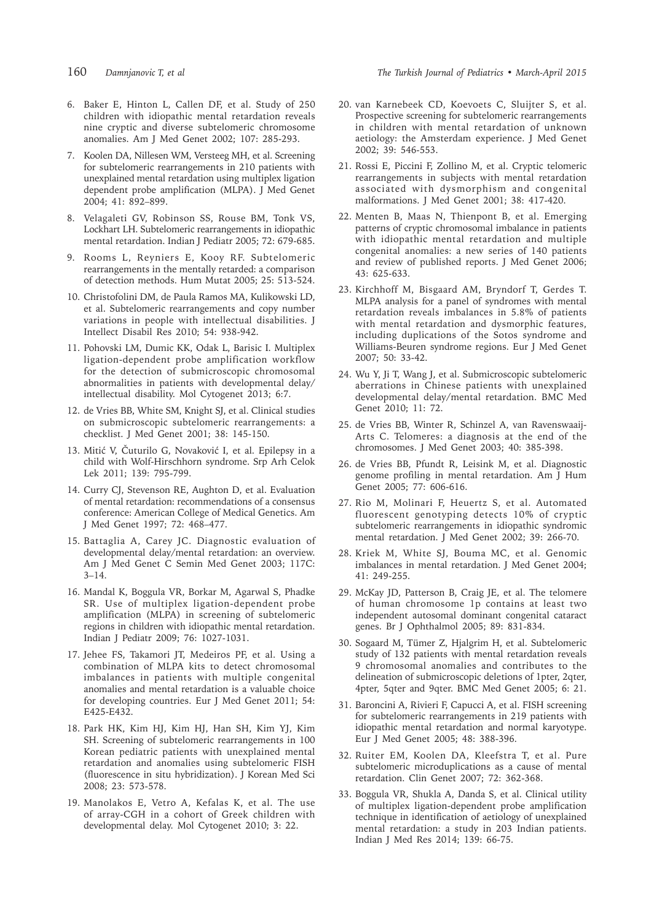6. Baker E, Hinton L, Callen DF, et al. Study of 250 children with idiopathic mental retardation reveals nine cryptic and diverse subtelomeric chromosome anomalies. Am J Med Genet 2002; 107: 285-293.

7. Koolen DA, Nillesen WM, Versteeg MH, et al. Screening for subtelomeric rearrangements in 210 patients with unexplained mental retardation using multiplex ligation dependent probe amplification (MLPA). J Med Genet 2004; 41: 892–899.

8. Velagaleti GV, Robinson SS, Rouse BM, Tonk VS, Lockhart LH. Subtelomeric rearrangements in idiopathic mental retardation. Indian J Pediatr 2005; 72: 679-685.

9. Rooms L, Reyniers E, Kooy RF. Subtelomeric rearrangements in the mentally retarded: a comparison of detection methods. Hum Mutat 2005; 25: 513-524.

10. Christofolini DM, de Paula Ramos MA, Kulikowski LD, et al. Subtelomeric rearrangements and copy number variations in people with intellectual disabilities. J Intellect Disabil Res 2010; 54: 938-942.

11. Pohovski LM, Dumic KK, Odak L, Barisic I. Multiplex ligation-dependent probe amplification workflow for the detection of submicroscopic chromosomal abnormalities in patients with developmental delay/ intellectual disability. Mol Cytogenet 2013; 6:7.

12. de Vries BB, White SM, Knight SJ, et al. Clinical studies on submicroscopic subtelomeric rearrangements: a checklist. J Med Genet 2001; 38: 145-150.

13. Mitić V, Čuturilo G, Novaković I, et al. Epilepsy in a child with Wolf-Hirschhorn syndrome. Srp Arh Celok Lek 2011; 139: 795-799.

14. Curry CJ, Stevenson RE, Aughton D, et al. Evaluation of mental retardation: recommendations of a consensus conference: American College of Medical Genetics. Am J Med Genet 1997; 72: 468–477.

15. Battaglia A, Carey JC. Diagnostic evaluation of developmental delay/mental retardation: an overview. Am J Med Genet C Semin Med Genet 2003; 117C: 3–14.

16. Mandal K, Boggula VR, Borkar M, Agarwal S, Phadke SR. Use of multiplex ligation-dependent probe amplification (MLPA) in screening of subtelomeric regions in children with idiopathic mental retardation. Indian J Pediatr 2009; 76: 1027-1031.

17. Jehee FS, Takamori JT, Medeiros PF, et al. Using a combination of MLPA kits to detect chromosomal imbalances in patients with multiple congenital anomalies and mental retardation is a valuable choice for developing countries. Eur J Med Genet 2011; 54: E425-E432.

18. Park HK, Kim HJ, Kim HJ, Han SH, Kim YJ, Kim SH. Screening of subtelomeric rearrangements in 100 Korean pediatric patients with unexplained mental retardation and anomalies using subtelomeric FISH (fluorescence in situ hybridization). J Korean Med Sci 2008; 23: 573-578.

19. Manolakos E, Vetro A, Kefalas K, et al. The use of array-CGH in a cohort of Greek children with developmental delay. Mol Cytogenet 2010; 3: 22.

20. van Karnebeek CD, Koevoets C, Sluijter S, et al. Prospective screening for subtelomeric rearrangements in children with mental retardation of unknown aetiology: the Amsterdam experience. J Med Genet 2002; 39: 546-553.

21. Rossi E, Piccini F, Zollino M, et al. Cryptic telomeric rearrangements in subjects with mental retardation associated with dysmorphism and congenital malformations. J Med Genet 2001; 38: 417-420.

22. Menten B, Maas N, Thienpont B, et al. Emerging patterns of cryptic chromosomal imbalance in patients with idiopathic mental retardation and multiple congenital anomalies: a new series of 140 patients and review of published reports. J Med Genet 2006; 43: 625-633.

23. Kirchhoff M, Bisgaard AM, Bryndorf T, Gerdes T. MLPA analysis for a panel of syndromes with mental retardation reveals imbalances in 5.8% of patients with mental retardation and dysmorphic features, including duplications of the Sotos syndrome and Williams-Beuren syndrome regions. Eur J Med Genet 2007; 50: 33-42.

24. Wu Y, Ji T, Wang J, et al. Submicroscopic subtelomeric aberrations in Chinese patients with unexplained developmental delay/mental retardation. BMC Med Genet 2010; 11: 72.

25. de Vries BB, Winter R, Schinzel A, van Ravenswaaij-Arts C. Telomeres: a diagnosis at the end of the chromosomes. J Med Genet 2003; 40: 385-398.

26. de Vries BB, Pfundt R, Leisink M, et al. Diagnostic genome profiling in mental retardation. Am J Hum Genet 2005; 77: 606-616.

27. Rio M, Molinari F, Heuertz S, et al. Automated fluorescent genotyping detects 10% of cryptic subtelomeric rearrangements in idiopathic syndromic mental retardation. J Med Genet 2002; 39: 266-70.

28. Kriek M, White SJ, Bouma MC, et al. Genomic imbalances in mental retardation. J Med Genet 2004; 41: 249-255.

29. McKay JD, Patterson B, Craig JE, et al. The telomere of human chromosome 1p contains at least two independent autosomal dominant congenital cataract genes. Br J Ophthalmol 2005; 89: 831-834.

30. Sogaard M, Tümer Z, Hjalgrim H, et al. Subtelomeric study of 132 patients with mental retardation reveals 9 chromosomal anomalies and contributes to the delineation of submicroscopic deletions of 1pter, 2qter, 4pter, 5qter and 9qter. BMC Med Genet 2005; 6: 21.

31. Baroncini A, Rivieri F, Capucci A, et al. FISH screening for subtelomeric rearrangements in 219 patients with idiopathic mental retardation and normal karyotype. Eur J Med Genet 2005; 48: 388-396.

32. Ruiter EM, Koolen DA, Kleefstra T, et al. Pure subtelomeric microduplications as a cause of mental retardation. Clin Genet 2007; 72: 362-368.

33. Boggula VR, Shukla A, Danda S, et al. Clinical utility of multiplex ligation-dependent probe amplification technique in identification of aetiology of unexplained mental retardation: a study in 203 Indian patients. Indian J Med Res 2014; 139: 66-75.